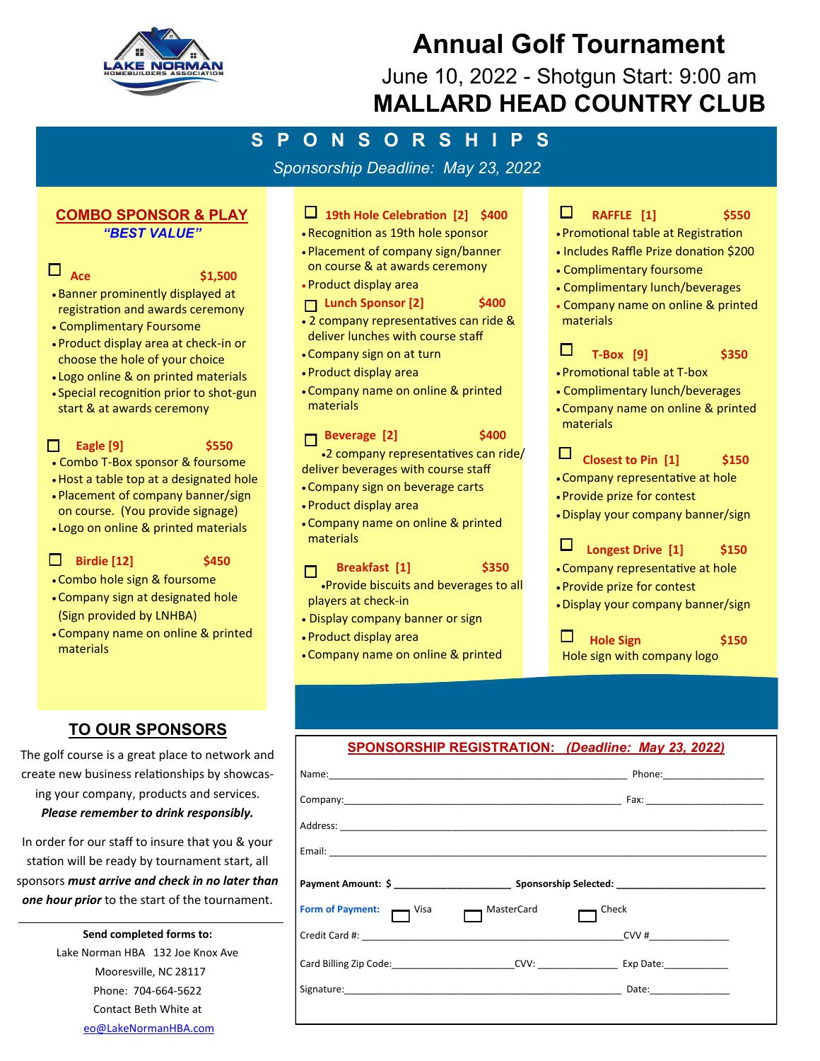# Annual Golf Tournament

June 10, 2022 - Shotgun Start: 9:00 am

## MALLARD HEAD COUNTRY CLUB

## S P O N S O R S H I P S

*Sponsorship Deadline: May 23, 2022*

### COMBO SPONSOR & PLAY
***"BEST VALUE"***

☐ **Ace** **$1,500**
- Banner prominently displayed at registration and awards ceremony
- Complimentary Foursome
- Product display area at check-in or choose the hole of your choice
- Logo online & on printed materials
- Special recognition prior to shot-gun start & at awards ceremony

☐ **Eagle [9]** **$550**
- Combo T-Box sponsor & foursome
- Host a table top at a designated hole
- Placement of company banner/sign on course. (You provide signage)
- Logo on online & printed materials

☐ **Birdie [12]** **$450**
- Combo hole sign & foursome
- Company sign at designated hole (Sign provided by LNHBA)
- Company name on online & printed materials

☐ **19th Hole Celebration [2]** **$400**
- Recognition as 19th hole sponsor
- Placement of company sign/banner on course & at awards ceremony
- Product display area

☐ **Lunch Sponsor [2]** **$400**
- 2 company representatives can ride & deliver lunches with course staff
- Company sign on at turn
- Product display area
- Company name on online & printed materials

☐ **Beverage [2]** **$400**
- 2 company representatives can ride/ deliver beverages with course staff
- Company sign on beverage carts
- Product display area
- Company name on online & printed materials

☐ **Breakfast [1]** **$350**
- Provide biscuits and beverages to all players at check-in
- Display company banner or sign
- Product display area
- Company name on online & printed

☐ **RAFFLE [1]** **$550**
- Promotional table at Registration
- Includes Raffle Prize donation $200
- Complimentary foursome
- Complimentary lunch/beverages
- Company name on online & printed materials

☐ **T-Box [9]** **$350**
- Promotional table at T-box
- Complimentary lunch/beverages
- Company name on online & printed materials

☐ **Closest to Pin [1]** **$150**
- Company representative at hole
- Provide prize for contest
- Display your company banner/sign

☐ **Longest Drive [1]** **$150**
- Company representative at hole
- Provide prize for contest
- Display your company banner/sign

☐ **Hole Sign** **$150**
Hole sign with company logo

### TO OUR SPONSORS

The golf course is a great place to network and create new business relationships by showcasing your company, products and services. ***Please remember to drink responsibly.***

In order for our staff to insure that you & your station will be ready by tournament start, all sponsors ***must arrive and check in no later than one hour prior*** to the start of the tournament.

**Send completed forms to:**
Lake Norman HBA 132 Joe Knox Ave
Mooresville, NC 28117
Phone: 704-664-5622
Contact Beth White at
eo@LakeNormanHBA.com

### SPONSORSHIP REGISTRATION: *(Deadline: May 23, 2022)*

Name:______________________________________________ Phone:________________

Company:___________________________________________ Fax: ________________

Address: ____________________________________________________________

Email: ______________________________________________________________

**Payment Amount: $** ________________ **Sponsorship Selected:** ________________

**Form of Payment:** ☐ Visa ☐ MasterCard ☐ Check

Credit Card #: _________________________________________ CVV #____________

Card Billing Zip Code:____________________ CVV: ____________ Exp Date:__________

Signature:_____________________________________________ Date:_____________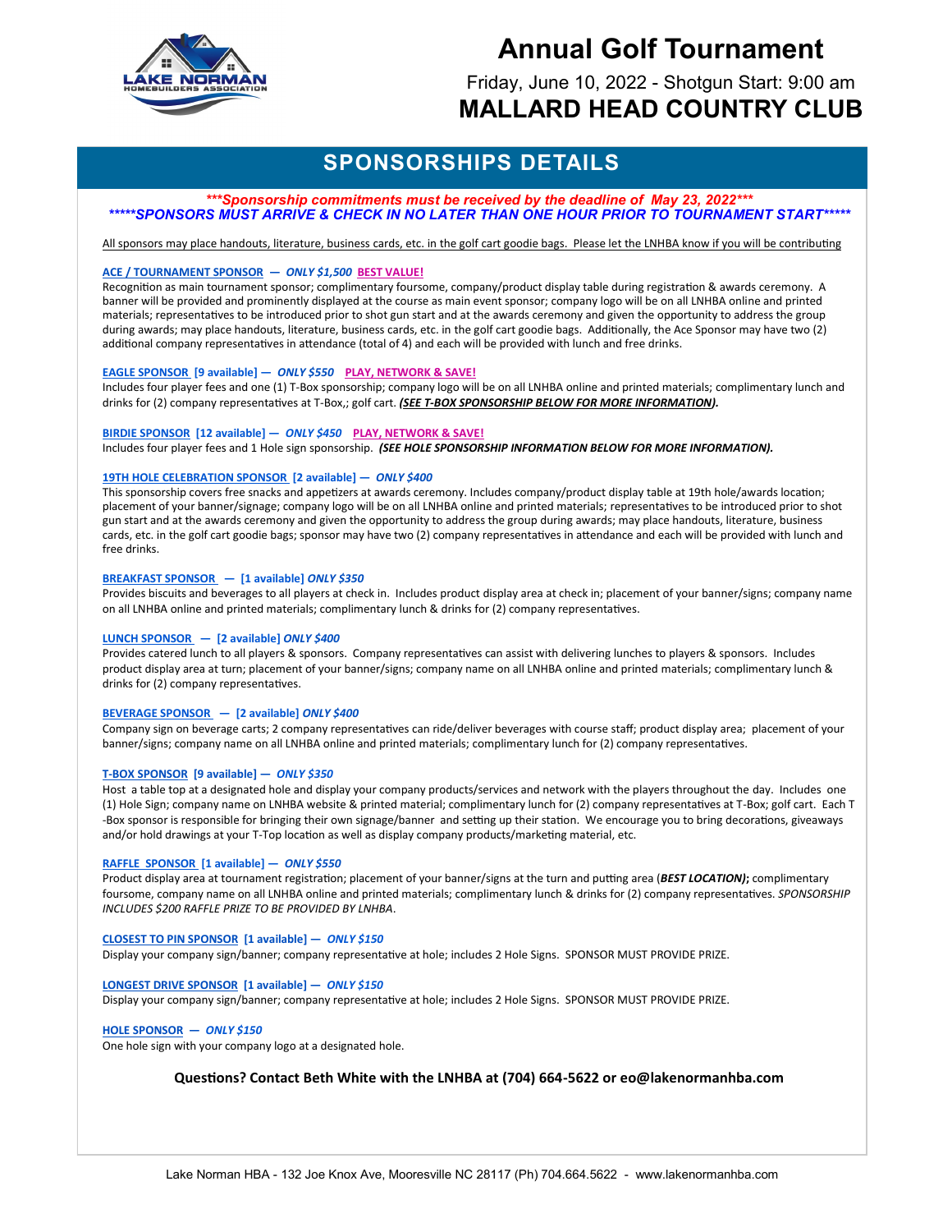# Annual Golf Tournament

Friday, June 10, 2022 - Shotgun Start: 9:00 am

## MALLARD HEAD COUNTRY CLUB

## SPONSORSHIPS DETAILS

***\*\*\*Sponsorship commitments must be received by the deadline of May 23, 2022\*\*\****

***\*\*\*\*\*SPONSORS MUST ARRIVE & CHECK IN NO LATER THAN ONE HOUR PRIOR TO TOURNAMENT START\*\*\*\*\****

All sponsors may place handouts, literature, business cards, etc. in the golf cart goodie bags. Please let the LNHBA know if you will be contributing

**ACE / TOURNAMENT SPONSOR — *ONLY $1,500* BEST VALUE!**

Recognition as main tournament sponsor; complimentary foursome, company/product display table during registration & awards ceremony. A banner will be provided and prominently displayed at the course as main event sponsor; company logo will be on all LNHBA online and printed materials; representatives to be introduced prior to shot gun start and at the awards ceremony and given the opportunity to address the group during awards; may place handouts, literature, business cards, etc. in the golf cart goodie bags. Additionally, the Ace Sponsor may have two (2) additional company representatives in attendance (total of 4) and each will be provided with lunch and free drinks.

**EAGLE SPONSOR [9 available] — *ONLY $550* PLAY, NETWORK & SAVE!**

Includes four player fees and one (1) T-Box sponsorship; company logo will be on all LNHBA online and printed materials; complimentary lunch and drinks for (2) company representatives at T-Box,; golf cart. ***(SEE T-BOX SPONSORSHIP BELOW FOR MORE INFORMATION).***

**BIRDIE SPONSOR [12 available] — *ONLY $450* PLAY, NETWORK & SAVE!**

Includes four player fees and 1 Hole sign sponsorship. ***(SEE HOLE SPONSORSHIP INFORMATION BELOW FOR MORE INFORMATION).***

**19TH HOLE CELEBRATION SPONSOR [2 available] — *ONLY $400***

This sponsorship covers free snacks and appetizers at awards ceremony. Includes company/product display table at 19th hole/awards location; placement of your banner/signage; company logo will be on all LNHBA online and printed materials; representatives to be introduced prior to shot gun start and at the awards ceremony and given the opportunity to address the group during awards; may place handouts, literature, business cards, etc. in the golf cart goodie bags; sponsor may have two (2) company representatives in attendance and each will be provided with lunch and free drinks.

**BREAKFAST SPONSOR — [1 available] *ONLY $350***

Provides biscuits and beverages to all players at check in. Includes product display area at check in; placement of your banner/signs; company name on all LNHBA online and printed materials; complimentary lunch & drinks for (2) company representatives.

**LUNCH SPONSOR — [2 available] *ONLY $400***

Provides catered lunch to all players & sponsors. Company representatives can assist with delivering lunches to players & sponsors. Includes product display area at turn; placement of your banner/signs; company name on all LNHBA online and printed materials; complimentary lunch & drinks for (2) company representatives.

**BEVERAGE SPONSOR — [2 available] *ONLY $400***

Company sign on beverage carts; 2 company representatives can ride/deliver beverages with course staff; product display area; placement of your banner/signs; company name on all LNHBA online and printed materials; complimentary lunch for (2) company representatives.

**T-BOX SPONSOR [9 available] — *ONLY $350***

Host a table top at a designated hole and display your company products/services and network with the players throughout the day. Includes one (1) Hole Sign; company name on LNHBA website & printed material; complimentary lunch for (2) company representatives at T-Box; golf cart. Each T-Box sponsor is responsible for bringing their own signage/banner and setting up their station. We encourage you to bring decorations, giveaways and/or hold drawings at your T-Top location as well as display company products/marketing material, etc.

**RAFFLE SPONSOR [1 available] — *ONLY $550***

Product display area at tournament registration; placement of your banner/signs at the turn and putting area (***BEST LOCATION***)**;** complimentary foursome, company name on all LNHBA online and printed materials; complimentary lunch & drinks for (2) company representatives. *SPONSORSHIP INCLUDES $200 RAFFLE PRIZE TO BE PROVIDED BY LNHBA.*

**CLOSEST TO PIN SPONSOR [1 available] — *ONLY $150***

Display your company sign/banner; company representative at hole; includes 2 Hole Signs. SPONSOR MUST PROVIDE PRIZE.

**LONGEST DRIVE SPONSOR [1 available] — *ONLY $150***

Display your company sign/banner; company representative at hole; includes 2 Hole Signs. SPONSOR MUST PROVIDE PRIZE.

**HOLE SPONSOR — *ONLY $150***

One hole sign with your company logo at a designated hole.

**Questions? Contact Beth White with the LNHBA at (704) 664-5622 or eo@lakenormanhba.com**

Lake Norman HBA - 132 Joe Knox Ave, Mooresville NC 28117 (Ph) 704.664.5622 - www.lakenormanhba.com